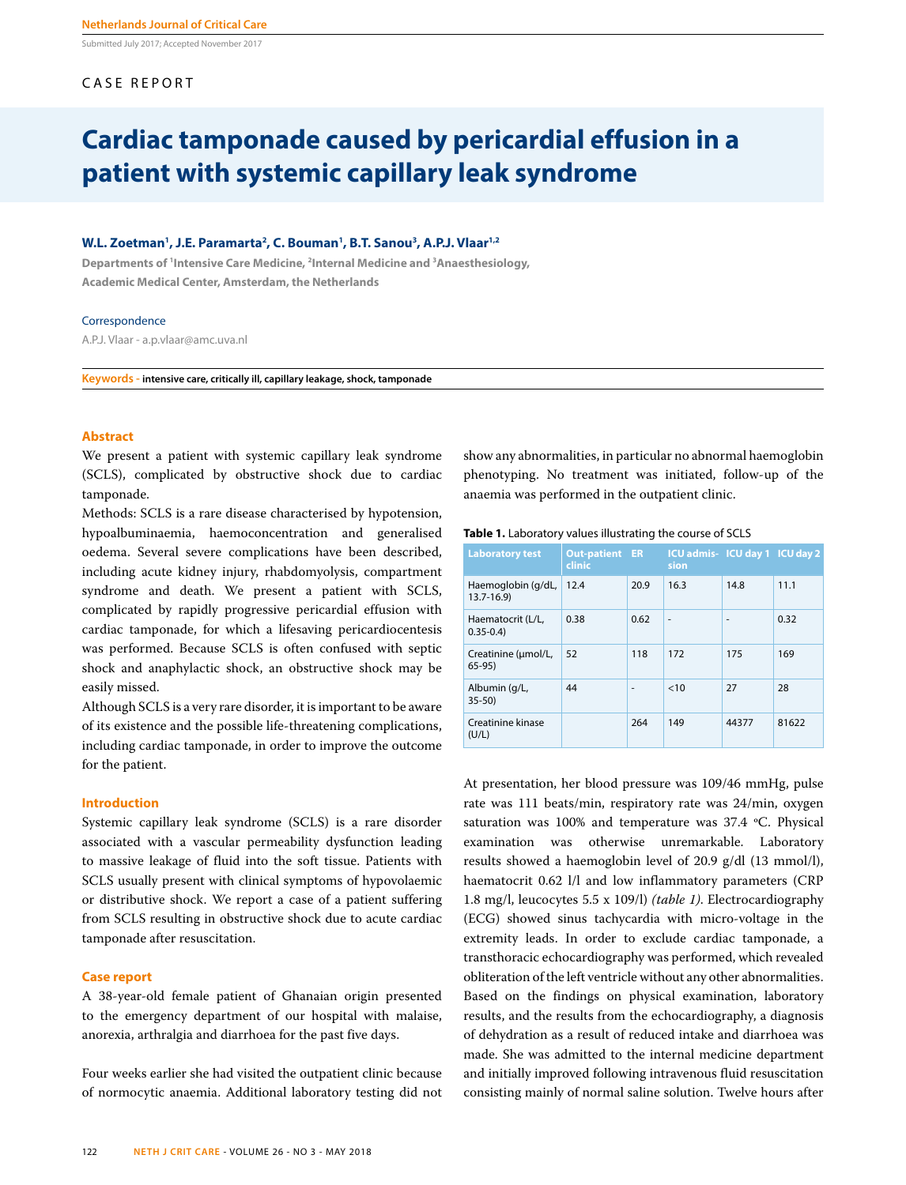Submitted July 2017; Accepted November 2017

CASE REPORT

# Cardiac tamponade caused by pericardial effusion in a patient with systemic capillary leak syndrome

**W.L. Zoetman[1], J.E. Paramarta[2], C. Bouman[1], B.T. Sanou[3], A.P.J. Vlaar[1,2]**

Departments of [1]Intensive Care Medicine, [2]Internal Medicine and [3]Anaesthesiology, Academic Medical Center, Amsterdam, the Netherlands

Correspondence

A.P.J. Vlaar - a.p.vlaar@amc.uva.nl

**Keywords** - intensive care, critically ill, capillary leakage, shock, tamponade

## Abstract

We present a patient with systemic capillary leak syndrome (SCLS), complicated by obstructive shock due to cardiac tamponade.

Methods: SCLS is a rare disease characterised by hypotension, hypoalbuminaemia, haemoconcentration and generalised oedema. Several severe complications have been described, including acute kidney injury, rhabdomyolysis, compartment syndrome and death. We present a patient with SCLS, complicated by rapidly progressive pericardial effusion with cardiac tamponade, for which a lifesaving pericardiocentesis was performed. Because SCLS is often confused with septic shock and anaphylactic shock, an obstructive shock may be easily missed.

Although SCLS is a very rare disorder, it is important to be aware of its existence and the possible life-threatening complications, including cardiac tamponade, in order to improve the outcome for the patient.

## Introduction

Systemic capillary leak syndrome (SCLS) is a rare disorder associated with a vascular permeability dysfunction leading to massive leakage of fluid into the soft tissue. Patients with SCLS usually present with clinical symptoms of hypovolaemic or distributive shock. We report a case of a patient suffering from SCLS resulting in obstructive shock due to acute cardiac tamponade after resuscitation.

## Case report

A 38-year-old female patient of Ghanaian origin presented to the emergency department of our hospital with malaise, anorexia, arthralgia and diarrhoea for the past five days.

Four weeks earlier she had visited the outpatient clinic because of normocytic anaemia. Additional laboratory testing did not show any abnormalities, in particular no abnormal haemoglobin phenotyping. No treatment was initiated, follow-up of the anaemia was performed in the outpatient clinic.

**Table 1.** Laboratory values illustrating the course of SCLS

| Laboratory test | Out-patient clinic | ER | ICU admission | ICU day 1 | ICU day 2 |
|---|---|---|---|---|---|
| Haemoglobin (g/dL, 13.7-16.9) | 12.4 | 20.9 | 16.3 | 14.8 | 11.1 |
| Haematocrit (L/L, 0.35-0.4) | 0.38 | 0.62 | - | - | 0.32 |
| Creatinine (μmol/L, 65-95) | 52 | 118 | 172 | 175 | 169 |
| Albumin (g/L, 35-50) | 44 | - | <10 | 27 | 28 |
| Creatinine kinase (U/L) | | 264 | 149 | 44377 | 81622 |

At presentation, her blood pressure was 109/46 mmHg, pulse rate was 111 beats/min, respiratory rate was 24/min, oxygen saturation was 100% and temperature was 37.4 ºC. Physical examination was otherwise unremarkable. Laboratory results showed a haemoglobin level of 20.9 g/dl (13 mmol/l), haematocrit 0.62 l/l and low inflammatory parameters (CRP 1.8 mg/l, leucocytes 5.5 x 109/l) *(table 1).* Electrocardiography (ECG) showed sinus tachycardia with micro-voltage in the extremity leads. In order to exclude cardiac tamponade, a transthoracic echocardiography was performed, which revealed obliteration of the left ventricle without any other abnormalities. Based on the findings on physical examination, laboratory results, and the results from the echocardiography, a diagnosis of dehydration as a result of reduced intake and diarrhoea was made. She was admitted to the internal medicine department and initially improved following intravenous fluid resuscitation consisting mainly of normal saline solution. Twelve hours after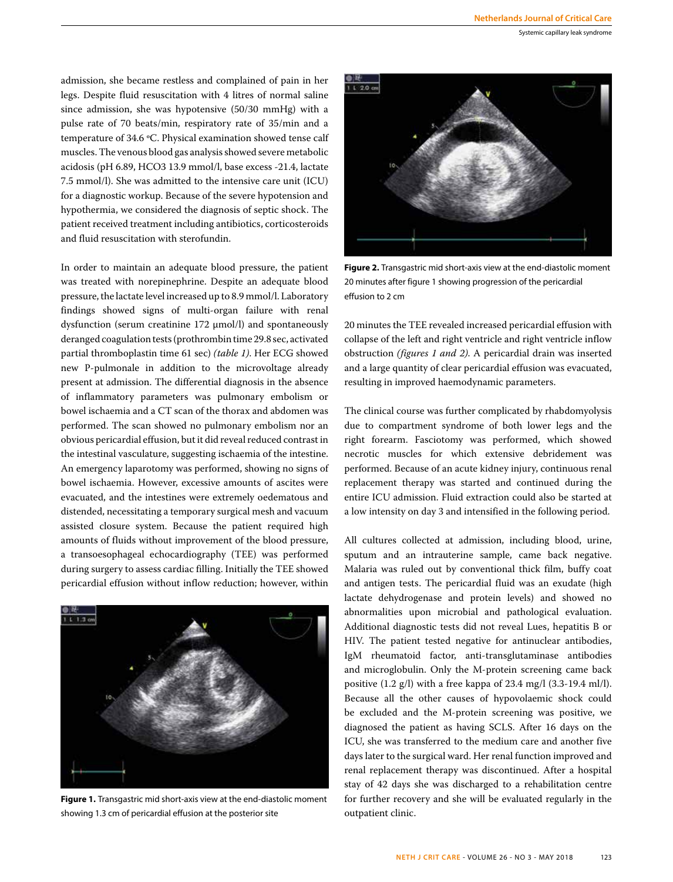admission, she became restless and complained of pain in her legs. Despite fluid resuscitation with 4 litres of normal saline since admission, she was hypotensive (50/30 mmHg) with a pulse rate of 70 beats/min, respiratory rate of 35/min and a temperature of 34.6 °C. Physical examination showed tense calf muscles. The venous blood gas analysis showed severe metabolic acidosis (pH 6.89, HCO3 13.9 mmol/l, base excess -21.4, lactate 7.5 mmol/l). She was admitted to the intensive care unit (ICU) for a diagnostic workup. Because of the severe hypotension and hypothermia, we considered the diagnosis of septic shock. The patient received treatment including antibiotics, corticosteroids and fluid resuscitation with sterofundin.

In order to maintain an adequate blood pressure, the patient was treated with norepinephrine. Despite an adequate blood pressure, the lactate level increased up to 8.9 mmol/l. Laboratory findings showed signs of multi-organ failure with renal dysfunction (serum creatinine 172 µmol/l) and spontaneously deranged coagulation tests (prothrombin time 29.8 sec, activated partial thromboplastin time 61 sec) *(table 1)*. Her ECG showed new P-pulmonale in addition to the microvoltage already present at admission. The differential diagnosis in the absence of inflammatory parameters was pulmonary embolism or bowel ischaemia and a CT scan of the thorax and abdomen was performed. The scan showed no pulmonary embolism nor an obvious pericardial effusion, but it did reveal reduced contrast in the intestinal vasculature, suggesting ischaemia of the intestine. An emergency laparotomy was performed, showing no signs of bowel ischaemia. However, excessive amounts of ascites were evacuated, and the intestines were extremely oedematous and distended, necessitating a temporary surgical mesh and vacuum assisted closure system. Because the patient required high amounts of fluids without improvement of the blood pressure, a transoesophageal echocardiography (TEE) was performed during surgery to assess cardiac filling. Initially the TEE showed pericardial effusion without inflow reduction; however, within 20 minutes the TEE revealed increased pericardial effusion with collapse of the left and right ventricle and right ventricle inflow obstruction *(figures 1 and 2)*. A pericardial drain was inserted and a large quantity of clear pericardial effusion was evacuated, resulting in improved haemodynamic parameters.

**Figure 1.** Transgastric mid short-axis view at the end-diastolic moment showing 1.3 cm of pericardial effusion at the posterior site

**Figure 2.** Transgastric mid short-axis view at the end-diastolic moment 20 minutes after figure 1 showing progression of the pericardial effusion to 2 cm

The clinical course was further complicated by rhabdomyolysis due to compartment syndrome of both lower legs and the right forearm. Fasciotomy was performed, which showed necrotic muscles for which extensive debridement was performed. Because of an acute kidney injury, continuous renal replacement therapy was started and continued during the entire ICU admission. Fluid extraction could also be started at a low intensity on day 3 and intensified in the following period.

All cultures collected at admission, including blood, urine, sputum and an intrauterine sample, came back negative. Malaria was ruled out by conventional thick film, buffy coat and antigen tests. The pericardial fluid was an exudate (high lactate dehydrogenase and protein levels) and showed no abnormalities upon microbial and pathological evaluation. Additional diagnostic tests did not reveal Lues, hepatitis B or HIV. The patient tested negative for antinuclear antibodies, IgM rheumatoid factor, anti-transglutaminase antibodies and microglobulin. Only the M-protein screening came back positive (1.2 g/l) with a free kappa of 23.4 mg/l (3.3-19.4 ml/l). Because all the other causes of hypovolaemic shock could be excluded and the M-protein screening was positive, we diagnosed the patient as having SCLS. After 16 days on the ICU, she was transferred to the medium care and another five days later to the surgical ward. Her renal function improved and renal replacement therapy was discontinued. After a hospital stay of 42 days she was discharged to a rehabilitation centre for further recovery and she will be evaluated regularly in the outpatient clinic.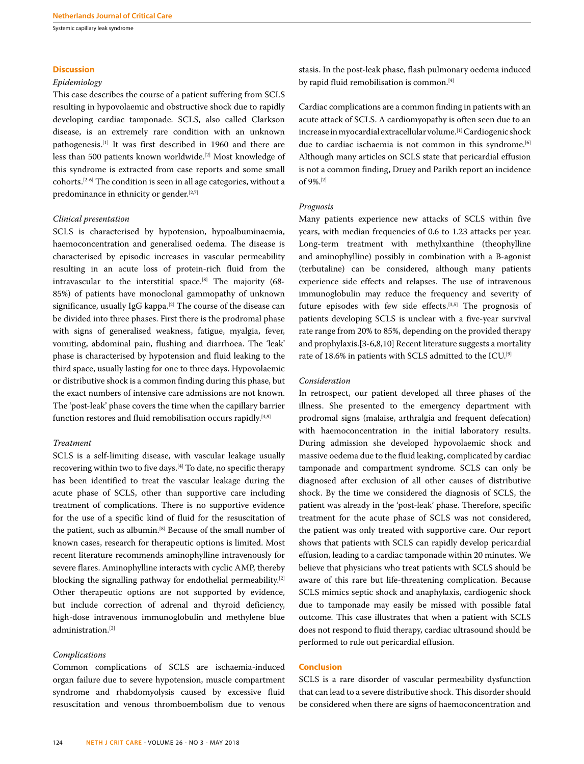## Discussion

### *Epidemiology*

This case describes the course of a patient suffering from SCLS resulting in hypovolaemic and obstructive shock due to rapidly developing cardiac tamponade. SCLS, also called Clarkson disease, is an extremely rare condition with an unknown pathogenesis.[1] It was first described in 1960 and there are less than 500 patients known worldwide.[2] Most knowledge of this syndrome is extracted from case reports and some small cohorts.[2-6] The condition is seen in all age categories, without a predominance in ethnicity or gender.[2,7]

### *Clinical presentation*

SCLS is characterised by hypotension, hypoalbuminaemia, haemoconcentration and generalised oedema. The disease is characterised by episodic increases in vascular permeability resulting in an acute loss of protein-rich fluid from the intravascular to the interstitial space.[8] The majority (68-85%) of patients have monoclonal gammopathy of unknown significance, usually IgG kappa.[2] The course of the disease can be divided into three phases. First there is the prodromal phase with signs of generalised weakness, fatigue, myalgia, fever, vomiting, abdominal pain, flushing and diarrhoea. The 'leak' phase is characterised by hypotension and fluid leaking to the third space, usually lasting for one to three days. Hypovolaemic or distributive shock is a common finding during this phase, but the exact numbers of intensive care admissions are not known. The 'post-leak' phase covers the time when the capillary barrier function restores and fluid remobilisation occurs rapidly.[4,9]

### *Treatment*

SCLS is a self-limiting disease, with vascular leakage usually recovering within two to five days.[4] To date, no specific therapy has been identified to treat the vascular leakage during the acute phase of SCLS, other than supportive care including treatment of complications. There is no supportive evidence for the use of a specific kind of fluid for the resuscitation of the patient, such as albumin.[8] Because of the small number of known cases, research for therapeutic options is limited. Most recent literature recommends aminophylline intravenously for severe flares. Aminophylline interacts with cyclic AMP, thereby blocking the signalling pathway for endothelial permeability.[2] Other therapeutic options are not supported by evidence, but include correction of adrenal and thyroid deficiency, high-dose intravenous immunoglobulin and methylene blue administration.[2]

### *Complications*

Common complications of SCLS are ischaemia-induced organ failure due to severe hypotension, muscle compartment syndrome and rhabdomyolysis caused by excessive fluid resuscitation and venous thromboembolism due to venous stasis. In the post-leak phase, flash pulmonary oedema induced by rapid fluid remobilisation is common.[4]

Cardiac complications are a common finding in patients with an acute attack of SCLS. A cardiomyopathy is often seen due to an increase in myocardial extracellular volume.[1] Cardiogenic shock due to cardiac ischaemia is not common in this syndrome.[6] Although many articles on SCLS state that pericardial effusion is not a common finding, Druey and Parikh report an incidence of 9%.[2]

### *Prognosis*

Many patients experience new attacks of SCLS within five years, with median frequencies of 0.6 to 1.23 attacks per year. Long-term treatment with methylxanthine (theophylline and aminophylline) possibly in combination with a B-agonist (terbutaline) can be considered, although many patients experience side effects and relapses. The use of intravenous immunoglobulin may reduce the frequency and severity of future episodes with few side effects.[3,5] The prognosis of patients developing SCLS is unclear with a five-year survival rate range from 20% to 85%, depending on the provided therapy and prophylaxis.[3-6,8,10] Recent literature suggests a mortality rate of 18.6% in patients with SCLS admitted to the ICU.[9]

### *Consideration*

In retrospect, our patient developed all three phases of the illness. She presented to the emergency department with prodromal signs (malaise, arthralgia and frequent defecation) with haemoconcentration in the initial laboratory results. During admission she developed hypovolaemic shock and massive oedema due to the fluid leaking, complicated by cardiac tamponade and compartment syndrome. SCLS can only be diagnosed after exclusion of all other causes of distributive shock. By the time we considered the diagnosis of SCLS, the patient was already in the 'post-leak' phase. Therefore, specific treatment for the acute phase of SCLS was not considered, the patient was only treated with supportive care. Our report shows that patients with SCLS can rapidly develop pericardial effusion, leading to a cardiac tamponade within 20 minutes. We believe that physicians who treat patients with SCLS should be aware of this rare but life-threatening complication. Because SCLS mimics septic shock and anaphylaxis, cardiogenic shock due to tamponade may easily be missed with possible fatal outcome. This case illustrates that when a patient with SCLS does not respond to fluid therapy, cardiac ultrasound should be performed to rule out pericardial effusion.

## Conclusion

SCLS is a rare disorder of vascular permeability dysfunction that can lead to a severe distributive shock. This disorder should be considered when there are signs of haemoconcentration and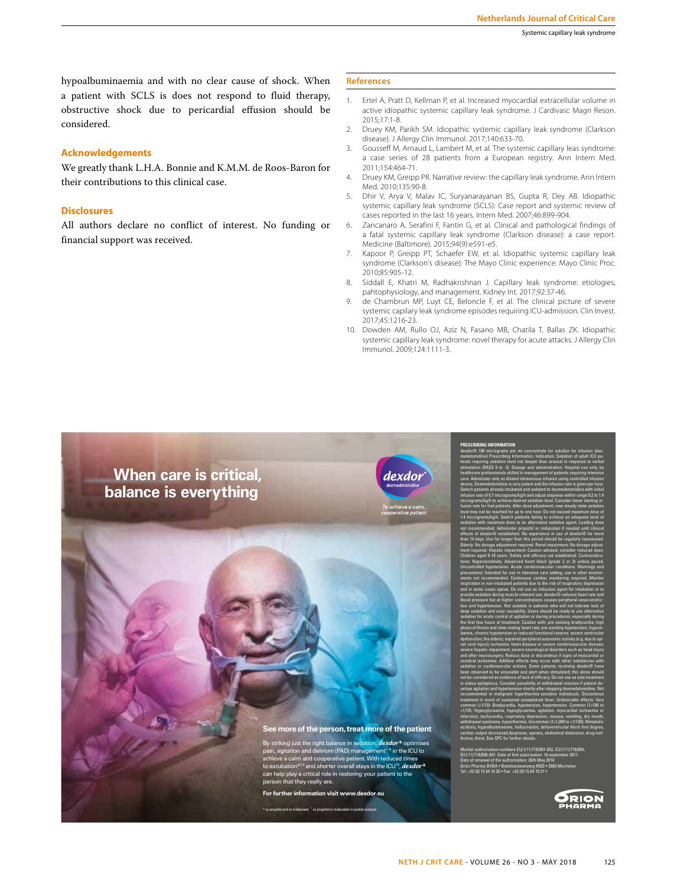hypoalbuminaemia and with no clear cause of shock. When a patient with SCLS is does not respond to fluid therapy, obstructive shock due to pericardial effusion should be considered.

### Acknowledgements

We greatly thank L.H.A. Bonnie and K.M.M. de Roos-Baron for their contributions to this clinical case.

### Disclosures

All authors declare no conflict of interest. No funding or financial support was received.

### References

1. Ertel A, Pratt D, Kellman P, et al. Increased myocardial extracellular volume in active idiopathic systemic capillary leak syndrome. J Cardivasc Magn Reson. 2015;17:1-8.
2. Druey KM, Parikh SM. Idiopathic systemic capillary leak syndrome (Clarkson disease). J Allergy Clin Immunol. 2017;140:633-70.
3. Gousseff M, Arnaud L, Lambert M, et al. The systemic capillary leas syndrome: a case series of 28 patients from a European registry. Ann Intern Med. 2011;154:464-71.
4. Druey KM, Greipp PR. Narrative review: the capillary leak syndrome. Ann Intern Med. 2010;135:90-8.
5. Dhir V, Arya V, Malav IC, Suryanarayanan BS, Gupta R, Dey AB. Idiopathic systemic capillary leak syndrome (SCLS): Case report and systemic review of cases reported in the last 16 years. Intern Med. 2007;46:899-904.
6. Zancanaro A, Serafini F, Fantin G, et al. Clinical and pathological findings of a fatal systemic capillary leak syndrome (Clarkson disease): a case report. Medicine (Baltimore). 2015;94(9):e591-e5.
7. Kapoor P, Greipp PT, Schaefer EW, et al. Idiopathic systemic capillary leak syndrome (Clarkson's disease): The Mayo Clinic experience. Mayo Clinic Proc. 2010;85:905-12.
8. Siddall E, Khatri M, Radhakrishnan J. Capillary leak syndrome: etiologies, pahtophysiology, and management. Kidney Int. 2017;92:37-46.
9. de Chambrun MP, Luyt CE, Beloncle F, et al. The clinical picture of severe systemic capilary leak syndrome episodes requiring ICU-admission. Clin Invest. 2017;45:1216-23.
10. Dowden AM, Rullo OJ, Aziz N, Fasano MB, Chatila T, Ballas ZK. Idiopathic systemic capillary leak syndrome: novel therapy for acute attacks. J Allergy Clin Immunol. 2009;124:1111-3.